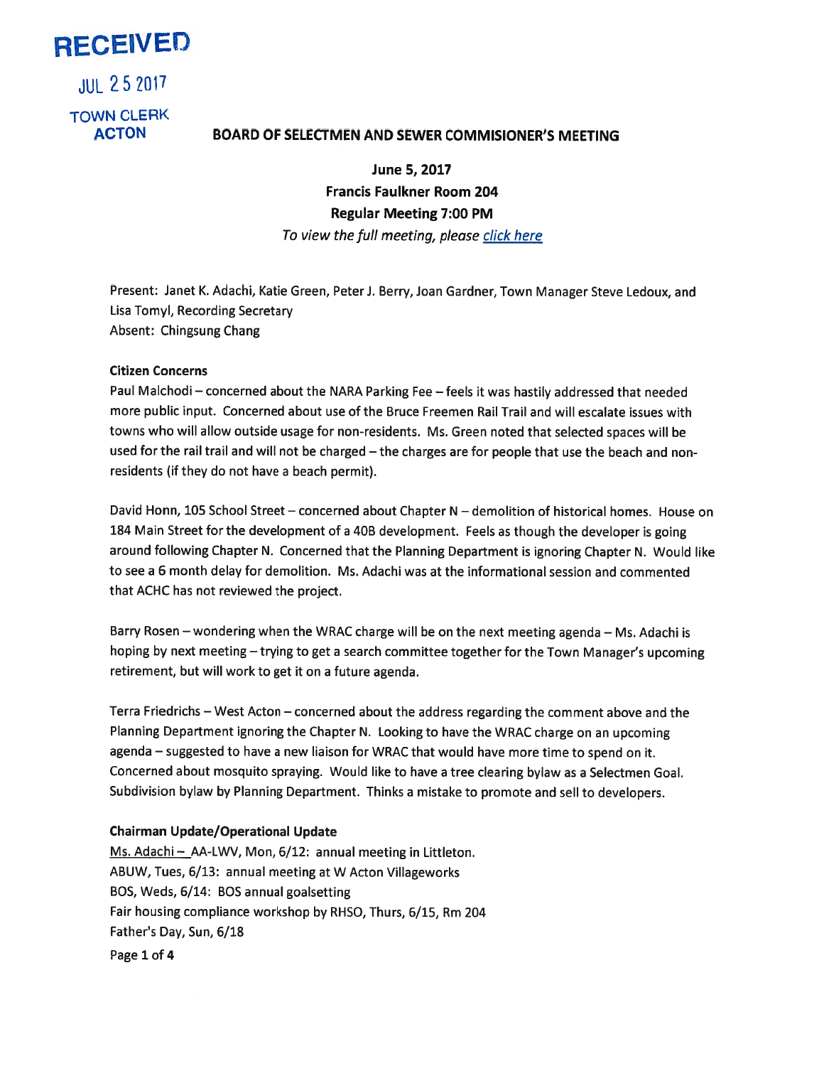RECEIVED

JUL 25 2017

TOWN CLERK
ACTON

# BOARD OF SELECTMEN AND SEWER COMMISIONER'S MEETING

**June 5, 2017**
**Francis Faulkner Room 204**
**Regular Meeting 7:00 PM**
*To view the full meeting, please click here*

Present: Janet K. Adachi, Katie Green, Peter J. Berry, Joan Gardner, Town Manager Steve Ledoux, and Lisa Tomyl, Recording Secretary
Absent: Chingsung Chang

**Citizen Concerns**

Paul Malchodi – concerned about the NARA Parking Fee – feels it was hastily addressed that needed more public input. Concerned about use of the Bruce Freemen Rail Trail and will escalate issues with towns who will allow outside usage for non-residents. Ms. Green noted that selected spaces will be used for the rail trail and will not be charged – the charges are for people that use the beach and non-residents (if they do not have a beach permit).

David Honn, 105 School Street – concerned about Chapter N – demolition of historical homes. House on 184 Main Street for the development of a 40B development. Feels as though the developer is going around following Chapter N. Concerned that the Planning Department is ignoring Chapter N. Would like to see a 6 month delay for demolition. Ms. Adachi was at the informational session and commented that ACHC has not reviewed the project.

Barry Rosen – wondering when the WRAC charge will be on the next meeting agenda – Ms. Adachi is hoping by next meeting – trying to get a search committee together for the Town Manager's upcoming retirement, but will work to get it on a future agenda.

Terra Friedrichs – West Acton – concerned about the address regarding the comment above and the Planning Department ignoring the Chapter N. Looking to have the WRAC charge on an upcoming agenda – suggested to have a new liaison for WRAC that would have more time to spend on it. Concerned about mosquito spraying. Would like to have a tree clearing bylaw as a Selectmen Goal. Subdivision bylaw by Planning Department. Thinks a mistake to promote and sell to developers.

**Chairman Update/Operational Update**

Ms. Adachi – AA-LWV, Mon, 6/12: annual meeting in Littleton.
ABUW, Tues, 6/13: annual meeting at W Acton Villageworks
BOS, Weds, 6/14: BOS annual goalsetting
Fair housing compliance workshop by RHSO, Thurs, 6/15, Rm 204
Father's Day, Sun, 6/18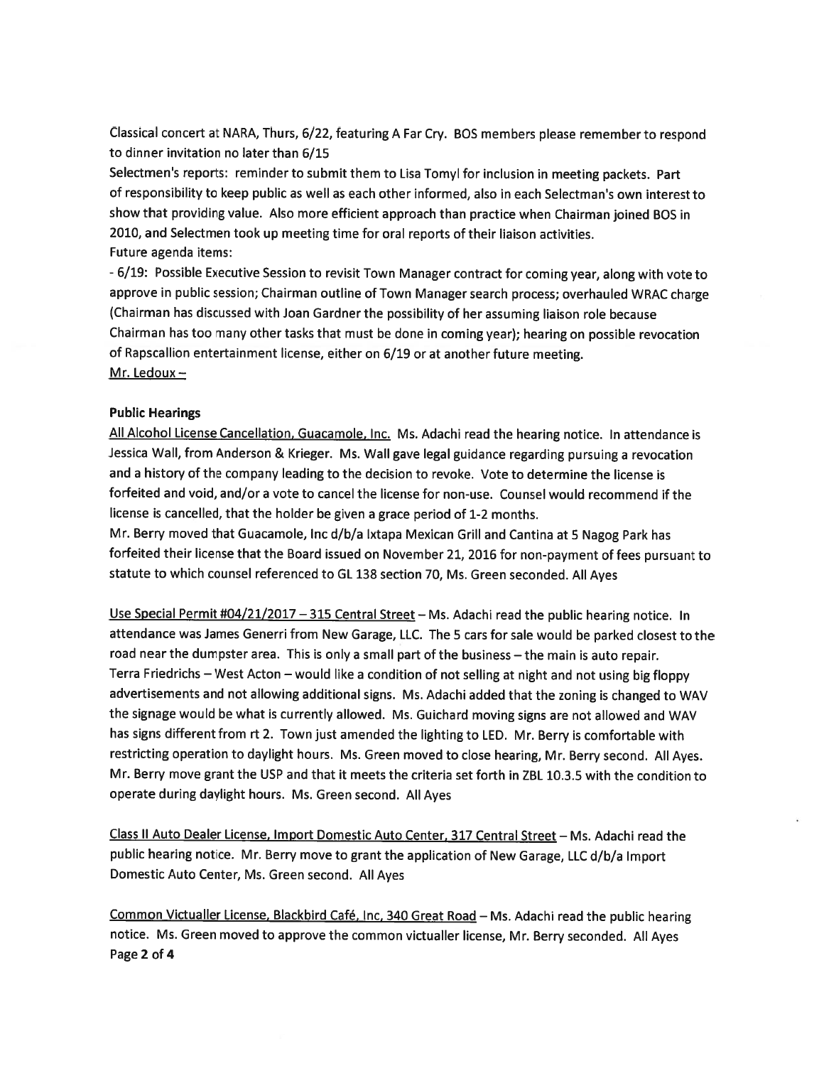Classical concert at NARA, Thurs, 6/22, featuring A Far Cry. BOS members please remember to respond to dinner invitation no later than 6/15

Selectmen's reports: reminder to submit them to Lisa Tomyl for inclusion in meeting packets. Part of responsibility to keep public as well as each other informed, also in each Selectman's own interest to show that providing value. Also more efficient approach than practice when Chairman joined BOS in 2010, and Selectmen took up meeting time for oral reports of their liaison activities.

Future agenda items:

- 6/19: Possible Executive Session to revisit Town Manager contract for coming year, along with vote to approve in public session; Chairman outline of Town Manager search process; overhauled WRAC charge (Chairman has discussed with Joan Gardner the possibility of her assuming liaison role because Chairman has too many other tasks that must be done in coming year); hearing on possible revocation of Rapscallion entertainment license, either on 6/19 or at another future meeting.

Mr. Ledoux –

**Public Hearings**

All Alcohol License Cancellation, Guacamole, Inc. Ms. Adachi read the hearing notice. In attendance is Jessica Wall, from Anderson & Krieger. Ms. Wall gave legal guidance regarding pursuing a revocation and a history of the company leading to the decision to revoke. Vote to determine the license is forfeited and void, and/or a vote to cancel the license for non-use. Counsel would recommend if the license is cancelled, that the holder be given a grace period of 1-2 months.

Mr. Berry moved that Guacamole, Inc d/b/a Ixtapa Mexican Grill and Cantina at 5 Nagog Park has forfeited their license that the Board issued on November 21, 2016 for non-payment of fees pursuant to statute to which counsel referenced to GL 138 section 70, Ms. Green seconded. All Ayes

Use Special Permit #04/21/2017 – 315 Central Street – Ms. Adachi read the public hearing notice. In attendance was James Generri from New Garage, LLC. The 5 cars for sale would be parked closest to the road near the dumpster area. This is only a small part of the business – the main is auto repair.

Terra Friedrichs – West Acton – would like a condition of not selling at night and not using big floppy advertisements and not allowing additional signs. Ms. Adachi added that the zoning is changed to WAV the signage would be what is currently allowed. Ms. Guichard moving signs are not allowed and WAV has signs different from rt 2. Town just amended the lighting to LED. Mr. Berry is comfortable with restricting operation to daylight hours. Ms. Green moved to close hearing, Mr. Berry second. All Ayes.

Mr. Berry move grant the USP and that it meets the criteria set forth in ZBL 10.3.5 with the condition to operate during daylight hours. Ms. Green second. All Ayes

Class II Auto Dealer License, Import Domestic Auto Center, 317 Central Street – Ms. Adachi read the public hearing notice. Mr. Berry move to grant the application of New Garage, LLC d/b/a Import Domestic Auto Center, Ms. Green second. All Ayes

Common Victualler License, Blackbird Café, Inc, 340 Great Road – Ms. Adachi read the public hearing notice. Ms. Green moved to approve the common victualler license, Mr. Berry seconded. All Ayes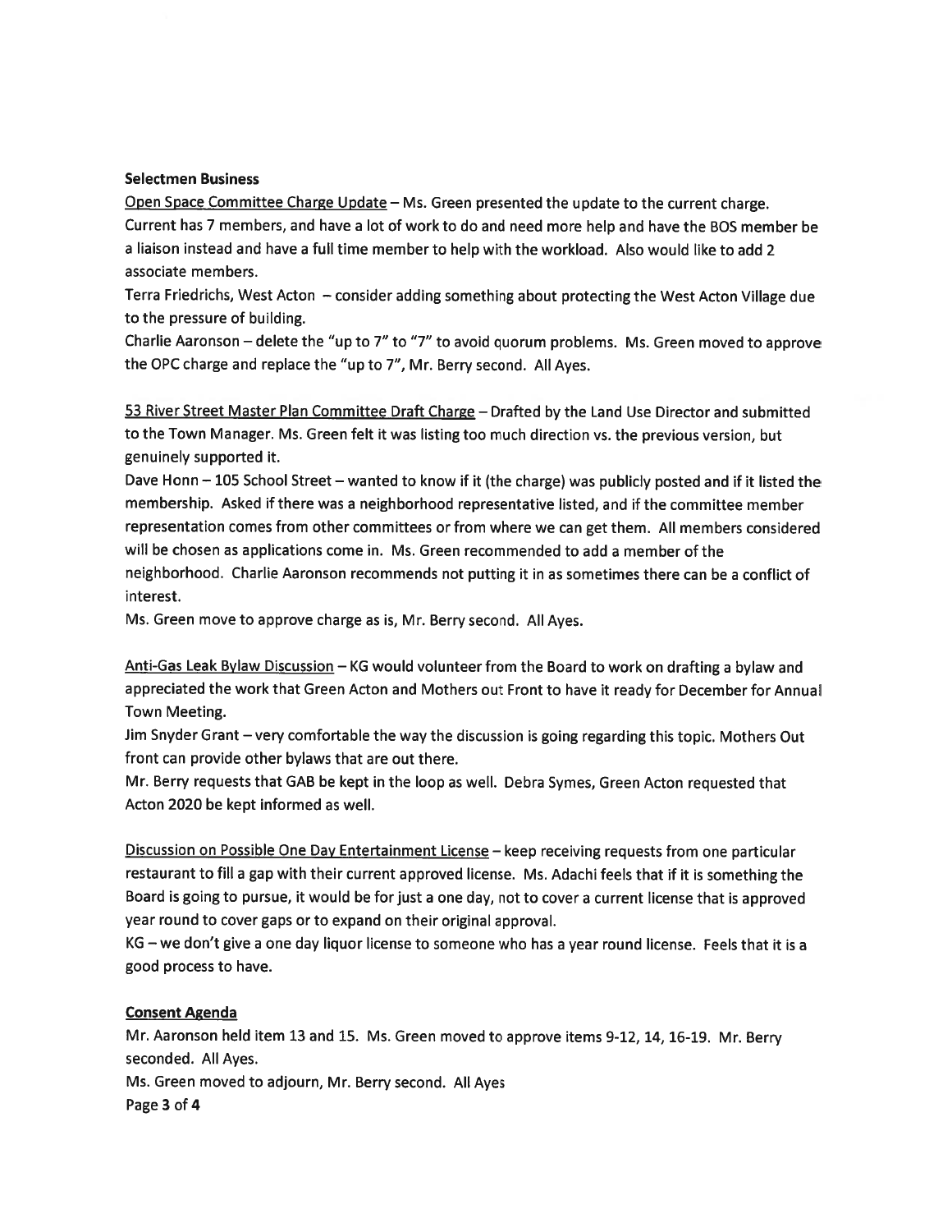**Selectmen Business**

Open Space Committee Charge Update – Ms. Green presented the update to the current charge. Current has 7 members, and have a lot of work to do and need more help and have the BOS member be a liaison instead and have a full time member to help with the workload. Also would like to add 2 associate members.

Terra Friedrichs, West Acton – consider adding something about protecting the West Acton Village due to the pressure of building.

Charlie Aaronson – delete the "up to 7" to "7" to avoid quorum problems. Ms. Green moved to approve the OPC charge and replace the "up to 7", Mr. Berry second. All Ayes.

53 River Street Master Plan Committee Draft Charge – Drafted by the Land Use Director and submitted to the Town Manager. Ms. Green felt it was listing too much direction vs. the previous version, but genuinely supported it.

Dave Honn – 105 School Street – wanted to know if it (the charge) was publicly posted and if it listed the membership. Asked if there was a neighborhood representative listed, and if the committee member representation comes from other committees or from where we can get them. All members considered will be chosen as applications come in. Ms. Green recommended to add a member of the neighborhood. Charlie Aaronson recommends not putting it in as sometimes there can be a conflict of interest.

Ms. Green move to approve charge as is, Mr. Berry second. All Ayes.

Anti-Gas Leak Bylaw Discussion – KG would volunteer from the Board to work on drafting a bylaw and appreciated the work that Green Acton and Mothers out Front to have it ready for December for Annual Town Meeting.

Jim Snyder Grant – very comfortable the way the discussion is going regarding this topic. Mothers Out front can provide other bylaws that are out there.

Mr. Berry requests that GAB be kept in the loop as well. Debra Symes, Green Acton requested that Acton 2020 be kept informed as well.

Discussion on Possible One Day Entertainment License – keep receiving requests from one particular restaurant to fill a gap with their current approved license. Ms. Adachi feels that if it is something the Board is going to pursue, it would be for just a one day, not to cover a current license that is approved year round to cover gaps or to expand on their original approval.

KG – we don't give a one day liquor license to someone who has a year round license. Feels that it is a good process to have.

**Consent Agenda**

Mr. Aaronson held item 13 and 15. Ms. Green moved to approve items 9-12, 14, 16-19. Mr. Berry seconded. All Ayes.

Ms. Green moved to adjourn, Mr. Berry second. All Ayes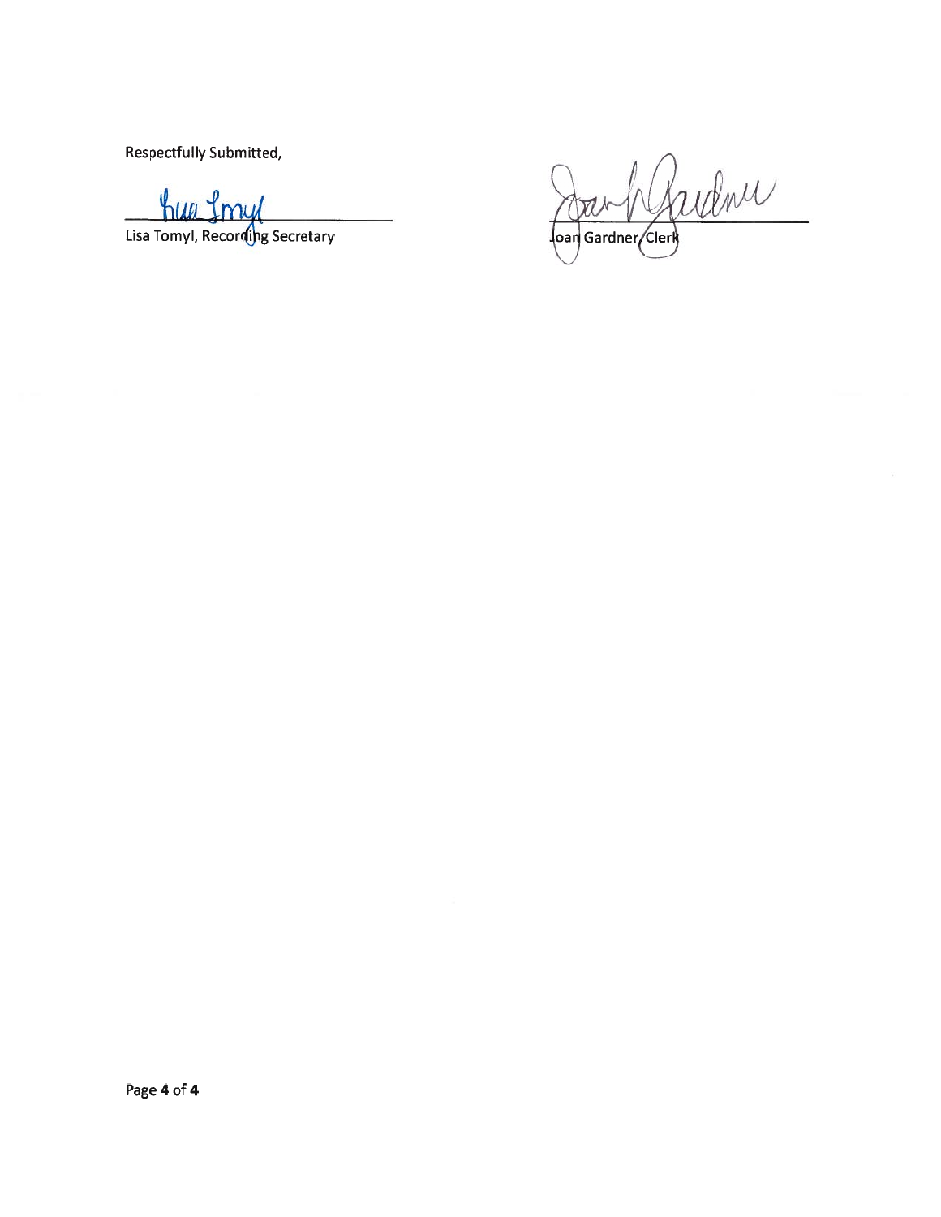Respectfully Submitted,

Lisa Tomyl, Recording Secretary

Joan Gardner, Clerk